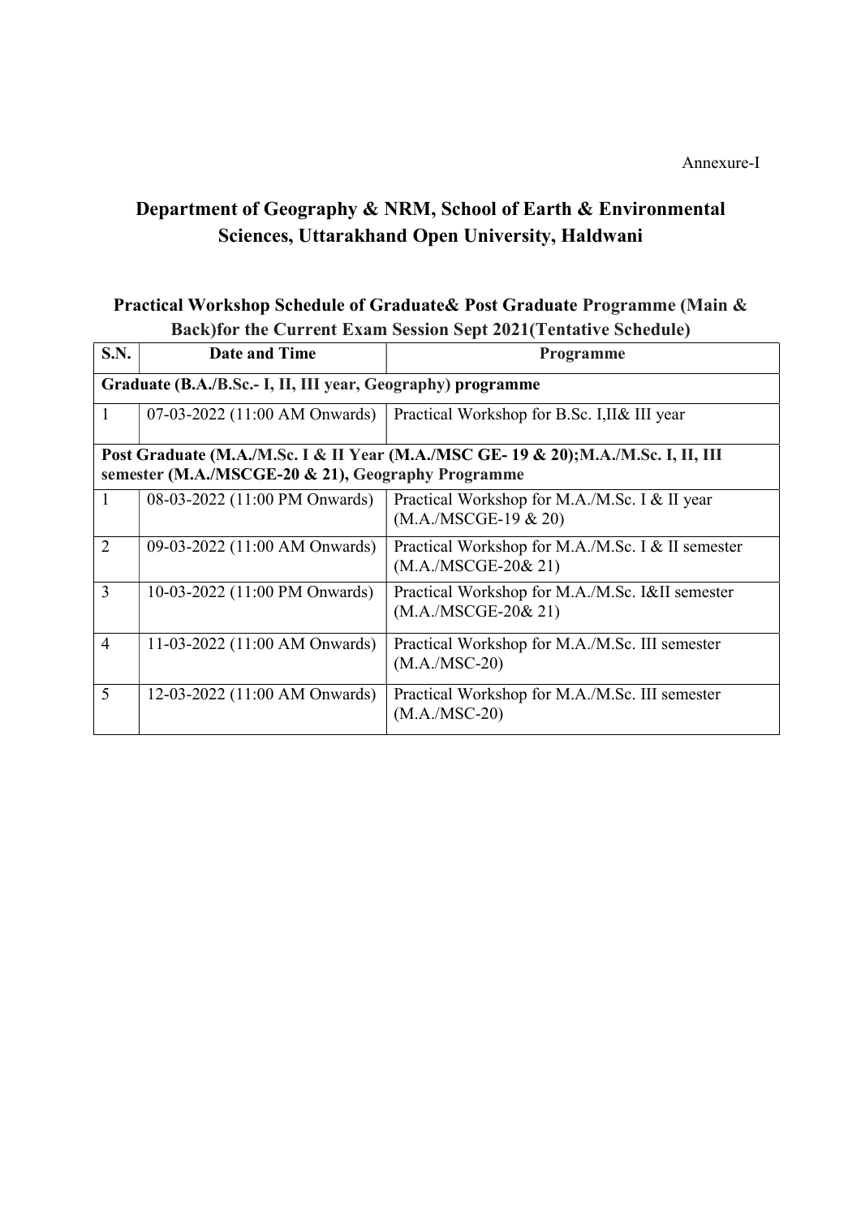Annexure-I

# Department of Geography & NRM, School of Earth & Environmental Sciences, Uttarakhand Open University, Haldwani

## Practical Workshop Schedule of Graduate& Post Graduate Programme (Main & Back)for the Current Exam Session Sept 2021(Tentative Schedule)

| S.N. | Date and Time | Programme |
|---|---|---|
| **Graduate (B.A./B.Sc.- I, II, III year, Geography) programme** | | |
| 1 | 07-03-2022 (11:00 AM Onwards) | Practical Workshop for B.Sc. I,II& III year |
| **Post Graduate (M.A./M.Sc. I & II Year (M.A./MSC GE- 19 & 20);M.A./M.Sc. I, II, III semester (M.A./MSCGE-20 & 21), Geography Programme** | | |
| 1 | 08-03-2022 (11:00 PM Onwards) | Practical Workshop for M.A./M.Sc. I & II year (M.A./MSCGE-19 & 20) |
| 2 | 09-03-2022 (11:00 AM Onwards) | Practical Workshop for M.A./M.Sc. I & II semester (M.A./MSCGE-20& 21) |
| 3 | 10-03-2022 (11:00 PM Onwards) | Practical Workshop for M.A./M.Sc. I&II semester (M.A./MSCGE-20& 21) |
| 4 | 11-03-2022 (11:00 AM Onwards) | Practical Workshop for M.A./M.Sc. III semester (M.A./MSC-20) |
| 5 | 12-03-2022 (11:00 AM Onwards) | Practical Workshop for M.A./M.Sc. III semester (M.A./MSC-20) |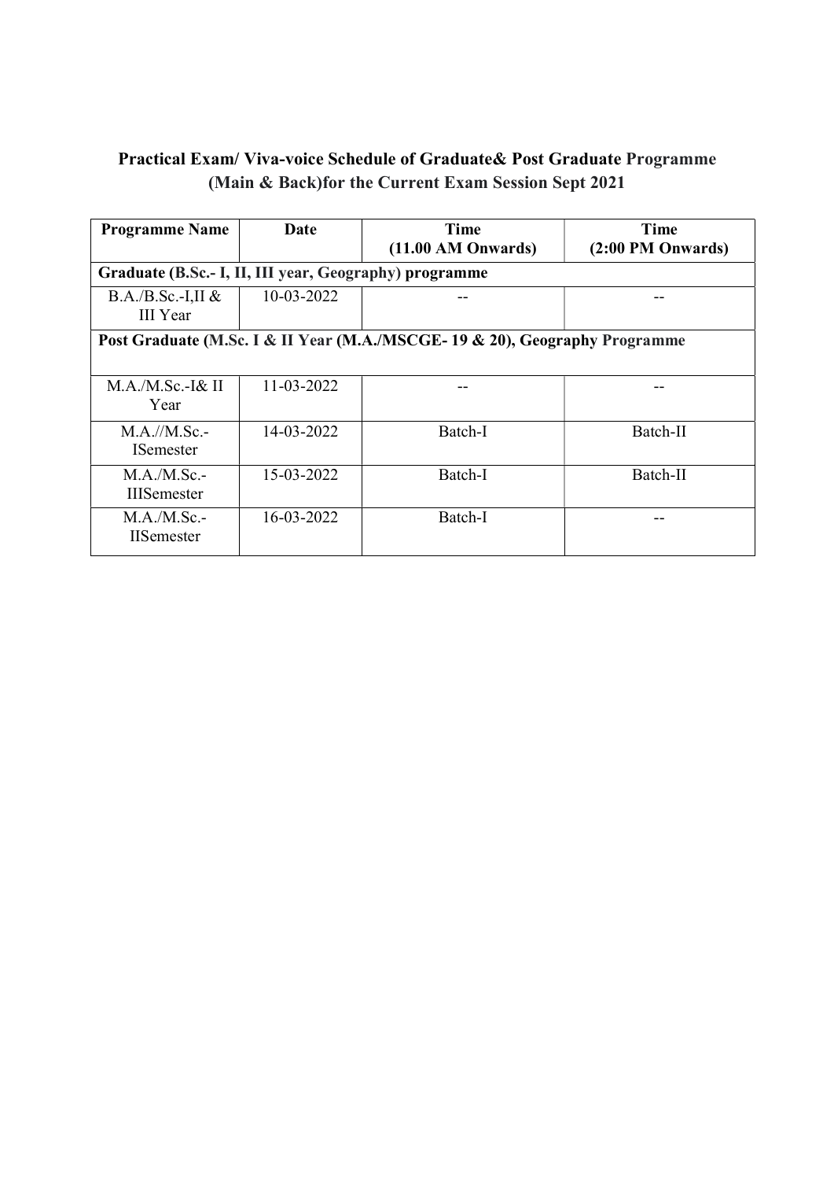**Practical Exam/ Viva-voice Schedule of Graduate& Post Graduate Programme (Main & Back)for the Current Exam Session Sept 2021**

| Programme Name | Date | Time (11.00 AM Onwards) | Time (2:00 PM Onwards) |
|---|---|---|---|
| **Graduate (B.Sc.- I, II, III year, Geography) programme** | | | |
| B.A./B.Sc.-I,II & III Year | 10-03-2022 | -- | -- |
| **Post Graduate (M.Sc. I & II Year (M.A./MSCGE- 19 & 20), Geography Programme** | | | |
| M.A./M.Sc.-I& II Year | 11-03-2022 | -- | -- |
| M.A.//M.Sc.-ISemester | 14-03-2022 | Batch-I | Batch-II |
| M.A./M.Sc.-IIISemester | 15-03-2022 | Batch-I | Batch-II |
| M.A./M.Sc.-IISemester | 16-03-2022 | Batch-I | -- |